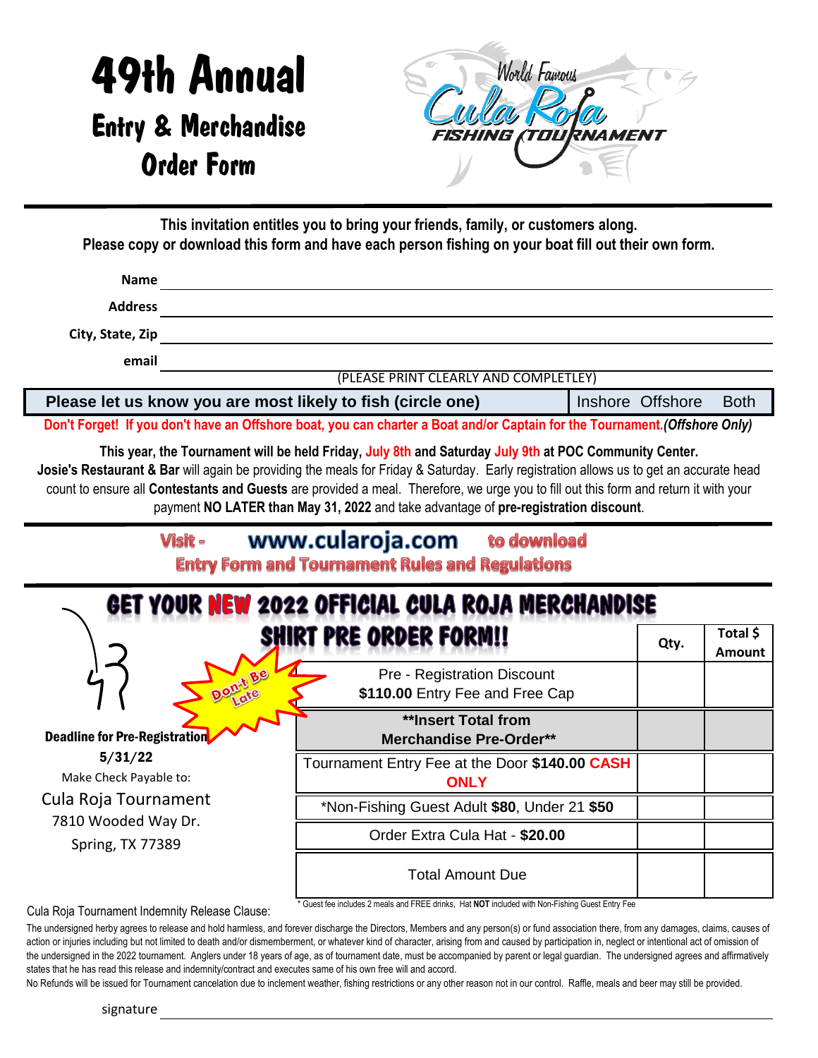# 49th Annual

## Entry & Merchandise Order Form

World Famous Cula Roja FISHING TOURNAMENT

**This invitation entitles you to bring your friends, family, or customers along.**
**Please copy or download this form and have each person fishing on your boat fill out their own form.**

**Name** ________________________________

**Address** ________________________________

**City, State, Zip** ________________________________

**email** ________________________________

(PLEASE PRINT CLEARLY AND COMPLETLEY)

| Please let us know you are most likely to fish (circle one) | Inshore Offshore Both |
|---|---|

**Don't Forget! If you don't have an Offshore boat, you can charter a Boat and/or Captain for the Tournament.*(Offshore Only)***

**This year, the Tournament will be held Friday, July 8th and Saturday July 9th at POC Community Center.**
**Josie's Restaurant & Bar** will again be providing the meals for Friday & Saturday. Early registration allows us to get an accurate head count to ensure all **Contestants and Guests** are provided a meal. Therefore, we urge you to fill out this form and return it with your payment **NO LATER than May 31, 2022** and take advantage of **pre-registration discount**.

Visit - **www.cularoja.com** to download
Entry Form and Tournament Rules and Regulations

## GET YOUR NEW 2022 OFFICIAL CULA ROJA MERCHANDISE SHIRT PRE ORDER FORM!!

Don't Be Late

**Deadline for Pre-Registration**
**5/31/22**
Make Check Payable to:
Cula Roja Tournament
7810 Wooded Way Dr.
Spring, TX 77389

| | Qty. | Total $ Amount |
|---|---|---|
| Pre - Registration Discount **$110.00** Entry Fee and Free Cap | | |
| **\*\*Insert Total from Merchandise Pre-Order\*\*** | | |
| Tournament Entry Fee at the Door **$140.00 CASH ONLY** | | |
| *Non-Fishing Guest Adult **$80**, Under 21 **$50** | | |
| Order Extra Cula Hat - **$20.00** | | |
| Total Amount Due | | |

\* Guest fee includes 2 meals and FREE drinks, Hat **NOT** included with Non-Fishing Guest Entry Fee

Cula Roja Tournament Indemnity Release Clause:

The undersigned herby agrees to release and hold harmless, and forever discharge the Directors, Members and any person(s) or fund association there, from any damages, claims, causes of action or injuries including but not limited to death and/or dismemberment, or whatever kind of character, arising from and caused by participation in, neglect or intentional act of omission of the undersigned in the 2022 tournament. Anglers under 18 years of age, as of tournament date, must be accompanied by parent or legal guardian. The undersigned agrees and affirmatively states that he has read this release and indemnity/contract and executes same of his own free will and accord.

No Refunds will be issued for Tournament cancelation due to inclement weather, fishing restrictions or any other reason not in our control. Raffle, meals and beer may still be provided.

signature ________________________________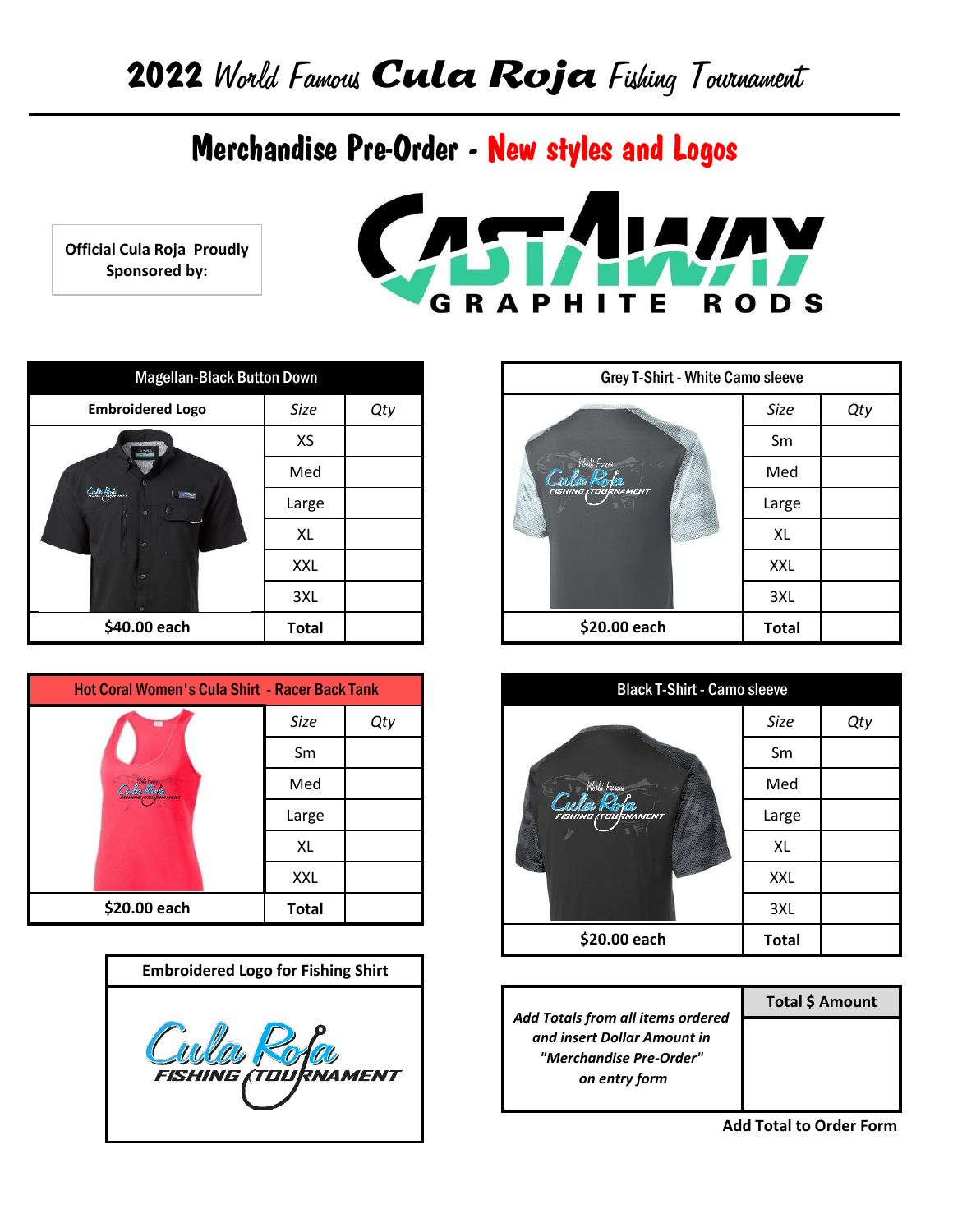# 2022 World Famous Cula Roja Fishing Tournament

## Merchandise Pre-Order - New styles and Logos

**Official Cula Roja Proudly Sponsored by:**

CASTAWAY GRAPHITE RODS

| Magellan-Black Button Down | | |
|---|---|---|
| **Embroidered Logo** | *Size* | *Qty* |
| | XS | |
| | Med | |
| | Large | |
| | XL | |
| | XXL | |
| | 3XL | |
| **$40.00 each** | **Total** | |

| Grey T-Shirt - White Camo sleeve | | |
|---|---|---|
| | *Size* | *Qty* |
| | Sm | |
| | Med | |
| | Large | |
| | XL | |
| | XXL | |
| | 3XL | |
| **$20.00 each** | **Total** | |

| Hot Coral Women's Cula Shirt - Racer Back Tank | | |
|---|---|---|
| | *Size* | *Qty* |
| | Sm | |
| | Med | |
| | Large | |
| | XL | |
| | XXL | |
| **$20.00 each** | **Total** | |

| Black T-Shirt - Camo sleeve | | |
|---|---|---|
| | *Size* | *Qty* |
| | Sm | |
| | Med | |
| | Large | |
| | XL | |
| | XXL | |
| | 3XL | |
| **$20.00 each** | **Total** | |

**Embroidered Logo for Fishing Shirt**

Cula Roja FISHING TOURNAMENT

| | |
|---|---|
| *Add Totals from all items ordered and insert Dollar Amount in "Merchandise Pre-Order" on entry form* | **Total $ Amount** |

**Add Total to Order Form**